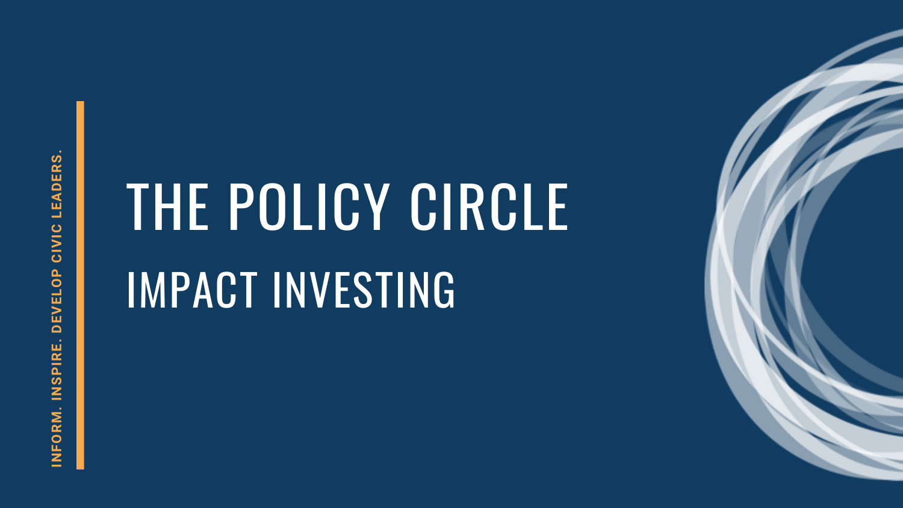INFORM. INSPIRE. DEVELOP CIVIC LEADERS.

# THE POLICY CIRCLE

## IMPACT INVESTING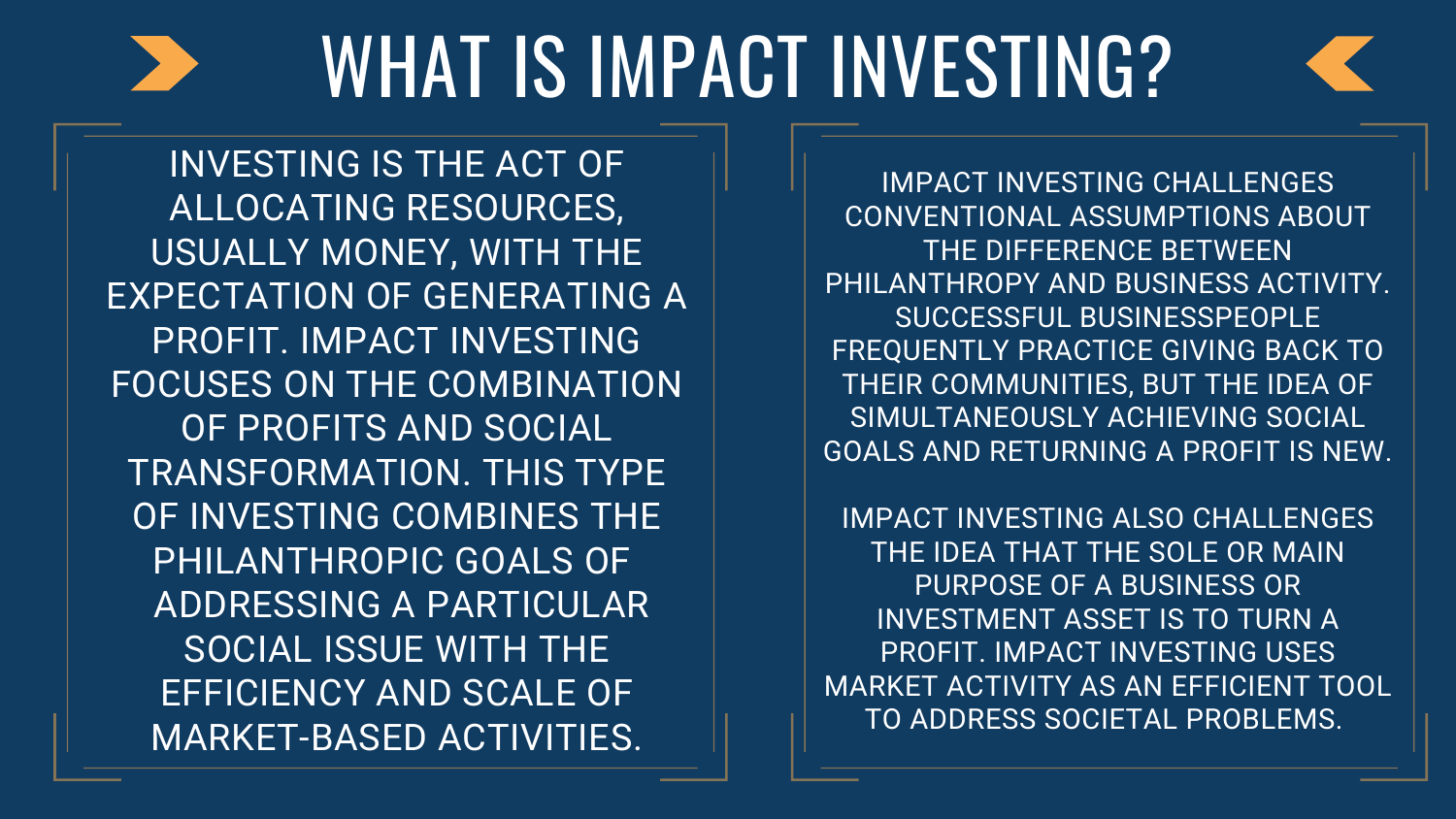# WHAT IS IMPACT INVESTING?

INVESTING IS THE ACT OF ALLOCATING RESOURCES, USUALLY MONEY, WITH THE EXPECTATION OF GENERATING A PROFIT. IMPACT INVESTING FOCUSES ON THE COMBINATION OF PROFITS AND SOCIAL TRANSFORMATION. THIS TYPE OF INVESTING COMBINES THE PHILANTHROPIC GOALS OF ADDRESSING A PARTICULAR SOCIAL ISSUE WITH THE EFFICIENCY AND SCALE OF MARKET-BASED ACTIVITIES.

IMPACT INVESTING CHALLENGES CONVENTIONAL ASSUMPTIONS ABOUT THE DIFFERENCE BETWEEN PHILANTHROPY AND BUSINESS ACTIVITY. SUCCESSFUL BUSINESSPEOPLE FREQUENTLY PRACTICE GIVING BACK TO THEIR COMMUNITIES, BUT THE IDEA OF SIMULTANEOUSLY ACHIEVING SOCIAL GOALS AND RETURNING A PROFIT IS NEW.

IMPACT INVESTING ALSO CHALLENGES THE IDEA THAT THE SOLE OR MAIN PURPOSE OF A BUSINESS OR INVESTMENT ASSET IS TO TURN A PROFIT. IMPACT INVESTING USES MARKET ACTIVITY AS AN EFFICIENT TOOL TO ADDRESS SOCIETAL PROBLEMS.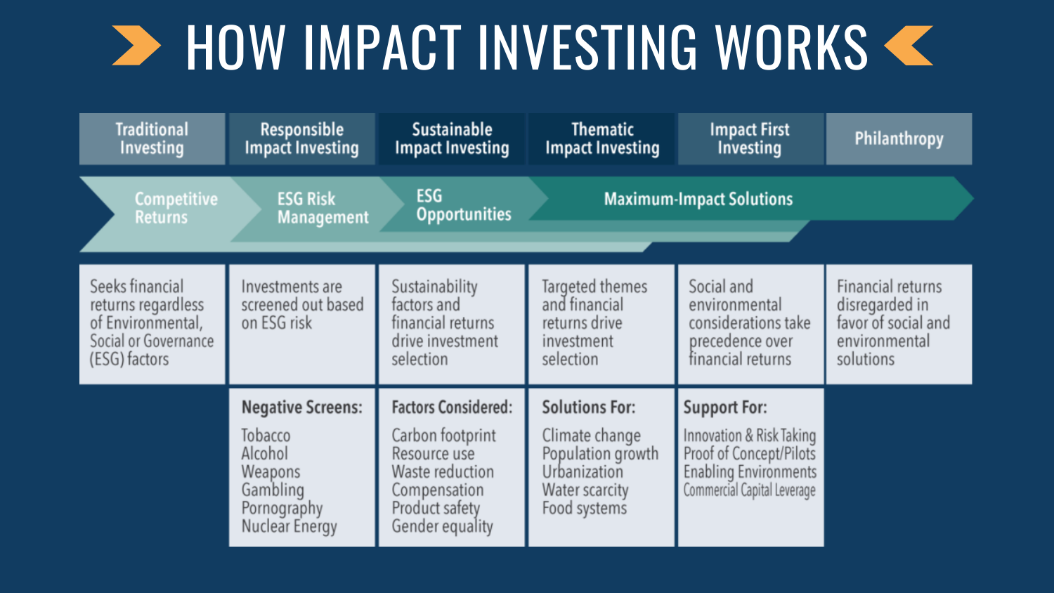# HOW IMPACT INVESTING WORKS

| Traditional Investing | Responsible Impact Investing | Sustainable Impact Investing | Thematic Impact Investing | Impact First Investing | Philanthropy |
|---|---|---|---|---|---|
| Competitive Returns | ESG Risk Management | ESG Opportunities | Maximum-Impact Solutions | | |
| Seeks financial returns regardless of Environmental, Social or Governance (ESG) factors | Investments are screened out based on ESG risk | Sustainability factors and financial returns drive investment selection | Targeted themes and financial returns drive investment selection | Social and environmental considerations take precedence over financial returns | Financial returns disregarded in favor of social and environmental solutions |
| | **Negative Screens:** Tobacco, Alcohol, Weapons, Gambling, Pornography, Nuclear Energy | **Factors Considered:** Carbon footprint, Resource use, Waste reduction, Compensation, Product safety, Gender equality | **Solutions For:** Climate change, Population growth, Urbanization, Water scarcity, Food systems | **Support For:** Innovation & Risk Taking, Proof of Concept/Pilots, Enabling Environments, Commercial Capital Leverage | |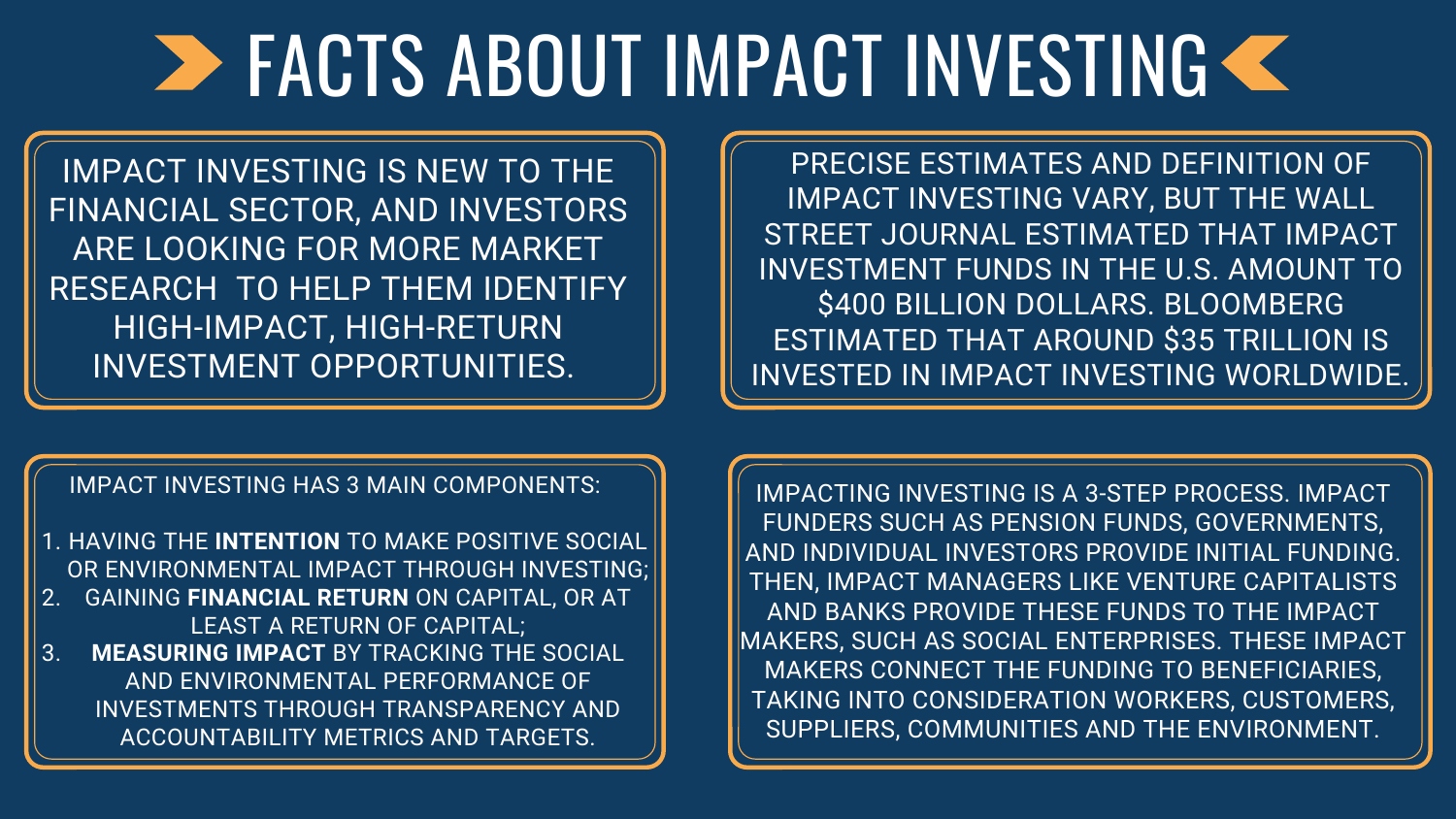# FACTS ABOUT IMPACT INVESTING

IMPACT INVESTING IS NEW TO THE FINANCIAL SECTOR, AND INVESTORS ARE LOOKING FOR MORE MARKET RESEARCH TO HELP THEM IDENTIFY HIGH-IMPACT, HIGH-RETURN INVESTMENT OPPORTUNITIES.

PRECISE ESTIMATES AND DEFINITION OF IMPACT INVESTING VARY, BUT THE WALL STREET JOURNAL ESTIMATED THAT IMPACT INVESTMENT FUNDS IN THE U.S. AMOUNT TO $400 BILLION DOLLARS. BLOOMBERG ESTIMATED THAT AROUND $35 TRILLION IS INVESTED IN IMPACT INVESTING WORLDWIDE.

IMPACT INVESTING HAS 3 MAIN COMPONENTS:

1. HAVING THE **INTENTION** TO MAKE POSITIVE SOCIAL OR ENVIRONMENTAL IMPACT THROUGH INVESTING;
2. GAINING **FINANCIAL RETURN** ON CAPITAL, OR AT LEAST A RETURN OF CAPITAL;
3. **MEASURING IMPACT** BY TRACKING THE SOCIAL AND ENVIRONMENTAL PERFORMANCE OF INVESTMENTS THROUGH TRANSPARENCY AND ACCOUNTABILITY METRICS AND TARGETS.

IMPACTING INVESTING IS A 3-STEP PROCESS. IMPACT FUNDERS SUCH AS PENSION FUNDS, GOVERNMENTS, AND INDIVIDUAL INVESTORS PROVIDE INITIAL FUNDING. THEN, IMPACT MANAGERS LIKE VENTURE CAPITALISTS AND BANKS PROVIDE THESE FUNDS TO THE IMPACT MAKERS, SUCH AS SOCIAL ENTERPRISES. THESE IMPACT MAKERS CONNECT THE FUNDING TO BENEFICIARIES, TAKING INTO CONSIDERATION WORKERS, CUSTOMERS, SUPPLIERS, COMMUNITIES AND THE ENVIRONMENT.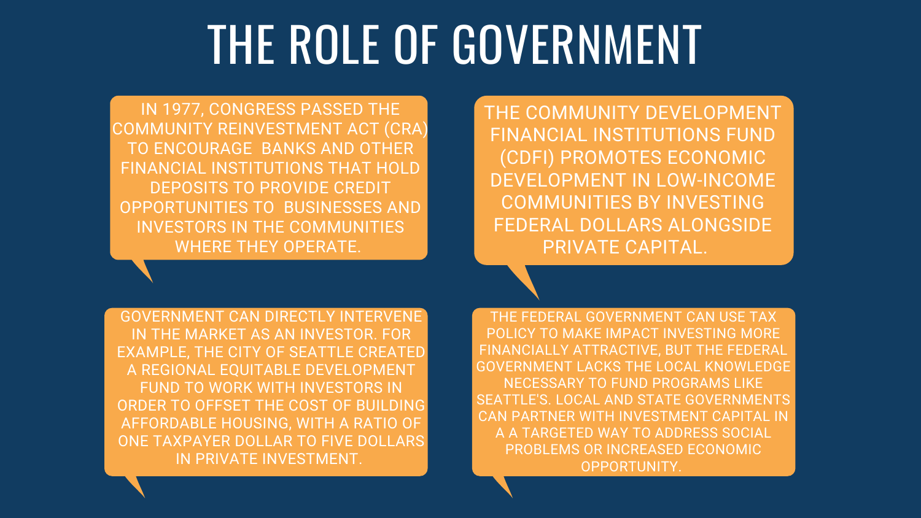# THE ROLE OF GOVERNMENT

IN 1977, CONGRESS PASSED THE COMMUNITY REINVESTMENT ACT (CRA) TO ENCOURAGE BANKS AND OTHER FINANCIAL INSTITUTIONS THAT HOLD DEPOSITS TO PROVIDE CREDIT OPPORTUNITIES TO BUSINESSES AND INVESTORS IN THE COMMUNITIES WHERE THEY OPERATE.

THE COMMUNITY DEVELOPMENT FINANCIAL INSTITUTIONS FUND (CDFI) PROMOTES ECONOMIC DEVELOPMENT IN LOW-INCOME COMMUNITIES BY INVESTING FEDERAL DOLLARS ALONGSIDE PRIVATE CAPITAL.

GOVERNMENT CAN DIRECTLY INTERVENE IN THE MARKET AS AN INVESTOR. FOR EXAMPLE, THE CITY OF SEATTLE CREATED A REGIONAL EQUITABLE DEVELOPMENT FUND TO WORK WITH INVESTORS IN ORDER TO OFFSET THE COST OF BUILDING AFFORDABLE HOUSING, WITH A RATIO OF ONE TAXPAYER DOLLAR TO FIVE DOLLARS IN PRIVATE INVESTMENT.

THE FEDERAL GOVERNMENT CAN USE TAX POLICY TO MAKE IMPACT INVESTING MORE FINANCIALLY ATTRACTIVE, BUT THE FEDERAL GOVERNMENT LACKS THE LOCAL KNOWLEDGE NECESSARY TO FUND PROGRAMS LIKE SEATTLE'S. LOCAL AND STATE GOVERNMENTS CAN PARTNER WITH INVESTMENT CAPITAL IN A A TARGETED WAY TO ADDRESS SOCIAL PROBLEMS OR INCREASED ECONOMIC OPPORTUNITY.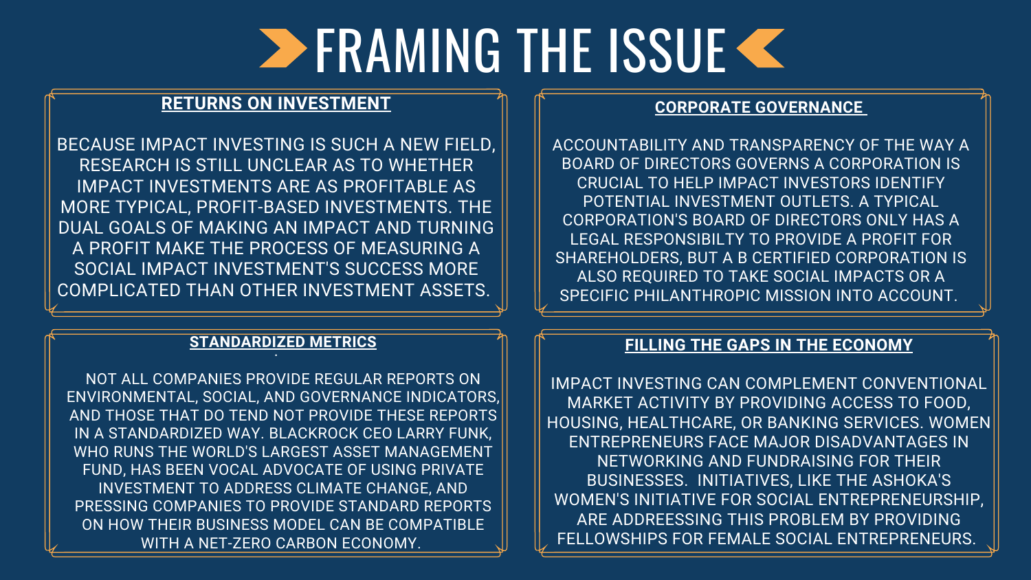# FRAMING THE ISSUE

## RETURNS ON INVESTMENT

BECAUSE IMPACT INVESTING IS SUCH A NEW FIELD, RESEARCH IS STILL UNCLEAR AS TO WHETHER IMPACT INVESTMENTS ARE AS PROFITABLE AS MORE TYPICAL, PROFIT-BASED INVESTMENTS. THE DUAL GOALS OF MAKING AN IMPACT AND TURNING A PROFIT MAKE THE PROCESS OF MEASURING A SOCIAL IMPACT INVESTMENT'S SUCCESS MORE COMPLICATED THAN OTHER INVESTMENT ASSETS.

## CORPORATE GOVERNANCE

ACCOUNTABILITY AND TRANSPARENCY OF THE WAY A BOARD OF DIRECTORS GOVERNS A CORPORATION IS CRUCIAL TO HELP IMPACT INVESTORS IDENTIFY POTENTIAL INVESTMENT OUTLETS. A TYPICAL CORPORATION'S BOARD OF DIRECTORS ONLY HAS A LEGAL RESPONSIBILTY TO PROVIDE A PROFIT FOR SHAREHOLDERS, BUT A B CERTIFIED CORPORATION IS ALSO REQUIRED TO TAKE SOCIAL IMPACTS OR A SPECIFIC PHILANTHROPIC MISSION INTO ACCOUNT.

## STANDARDIZED METRICS

NOT ALL COMPANIES PROVIDE REGULAR REPORTS ON ENVIRONMENTAL, SOCIAL, AND GOVERNANCE INDICATORS, AND THOSE THAT DO TEND NOT PROVIDE THESE REPORTS IN A STANDARDIZED WAY. BLACKROCK CEO LARRY FUNK, WHO RUNS THE WORLD'S LARGEST ASSET MANAGEMENT FUND, HAS BEEN VOCAL ADVOCATE OF USING PRIVATE INVESTMENT TO ADDRESS CLIMATE CHANGE, AND PRESSING COMPANIES TO PROVIDE STANDARD REPORTS ON HOW THEIR BUSINESS MODEL CAN BE COMPATIBLE WITH A NET-ZERO CARBON ECONOMY.

## FILLING THE GAPS IN THE ECONOMY

IMPACT INVESTING CAN COMPLEMENT CONVENTIONAL MARKET ACTIVITY BY PROVIDING ACCESS TO FOOD, HOUSING, HEALTHCARE, OR BANKING SERVICES. WOMEN ENTREPRENEURS FACE MAJOR DISADVANTAGES IN NETWORKING AND FUNDRAISING FOR THEIR BUSINESSES. INITIATIVES, LIKE THE ASHOKA'S WOMEN'S INITIATIVE FOR SOCIAL ENTREPRENEURSHIP, ARE ADDREESSING THIS PROBLEM BY PROVIDING FELLOWSHIPS FOR FEMALE SOCIAL ENTREPRENEURS.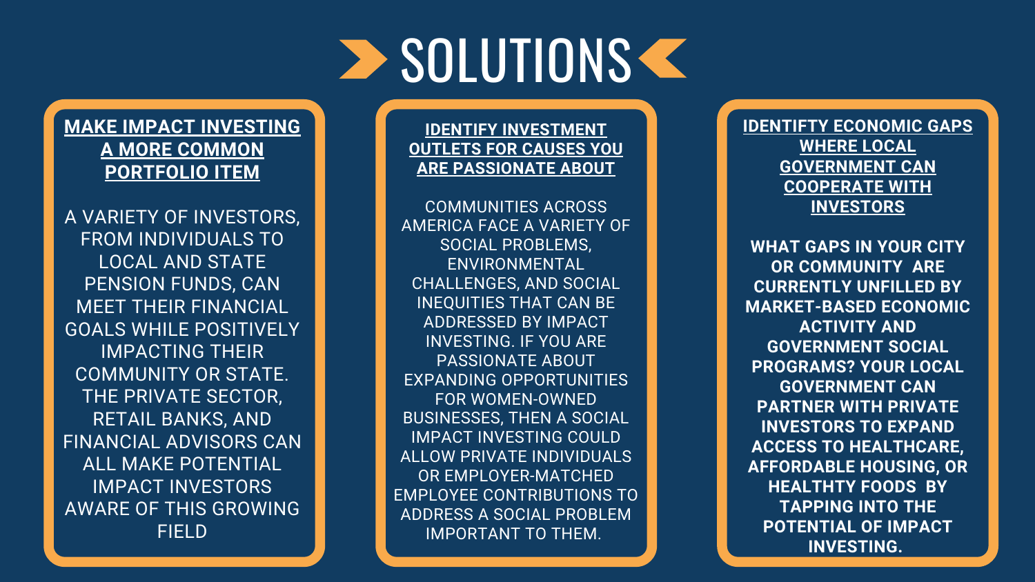# SOLUTIONS

## MAKE IMPACT INVESTING A MORE COMMON PORTFOLIO ITEM

A VARIETY OF INVESTORS, FROM INDIVIDUALS TO LOCAL AND STATE PENSION FUNDS, CAN MEET THEIR FINANCIAL GOALS WHILE POSITIVELY IMPACTING THEIR COMMUNITY OR STATE. THE PRIVATE SECTOR, RETAIL BANKS, AND FINANCIAL ADVISORS CAN ALL MAKE POTENTIAL IMPACT INVESTORS AWARE OF THIS GROWING FIELD

## IDENTIFY INVESTMENT OUTLETS FOR CAUSES YOU ARE PASSIONATE ABOUT

COMMUNITIES ACROSS AMERICA FACE A VARIETY OF SOCIAL PROBLEMS, ENVIRONMENTAL CHALLENGES, AND SOCIAL INEQUITIES THAT CAN BE ADDRESSED BY IMPACT INVESTING. IF YOU ARE PASSIONATE ABOUT EXPANDING OPPORTUNITIES FOR WOMEN-OWNED BUSINESSES, THEN A SOCIAL IMPACT INVESTING COULD ALLOW PRIVATE INDIVIDUALS OR EMPLOYER-MATCHED EMPLOYEE CONTRIBUTIONS TO ADDRESS A SOCIAL PROBLEM IMPORTANT TO THEM.

## IDENTIFTY ECONOMIC GAPS WHERE LOCAL GOVERNMENT CAN COOPERATE WITH INVESTORS

**WHAT GAPS IN YOUR CITY OR COMMUNITY ARE CURRENTLY UNFILLED BY MARKET-BASED ECONOMIC ACTIVITY AND GOVERNMENT SOCIAL PROGRAMS? YOUR LOCAL GOVERNMENT CAN PARTNER WITH PRIVATE INVESTORS TO EXPAND ACCESS TO HEALTHCARE, AFFORDABLE HOUSING, OR HEALTHTY FOODS BY TAPPING INTO THE POTENTIAL OF IMPACT INVESTING.**